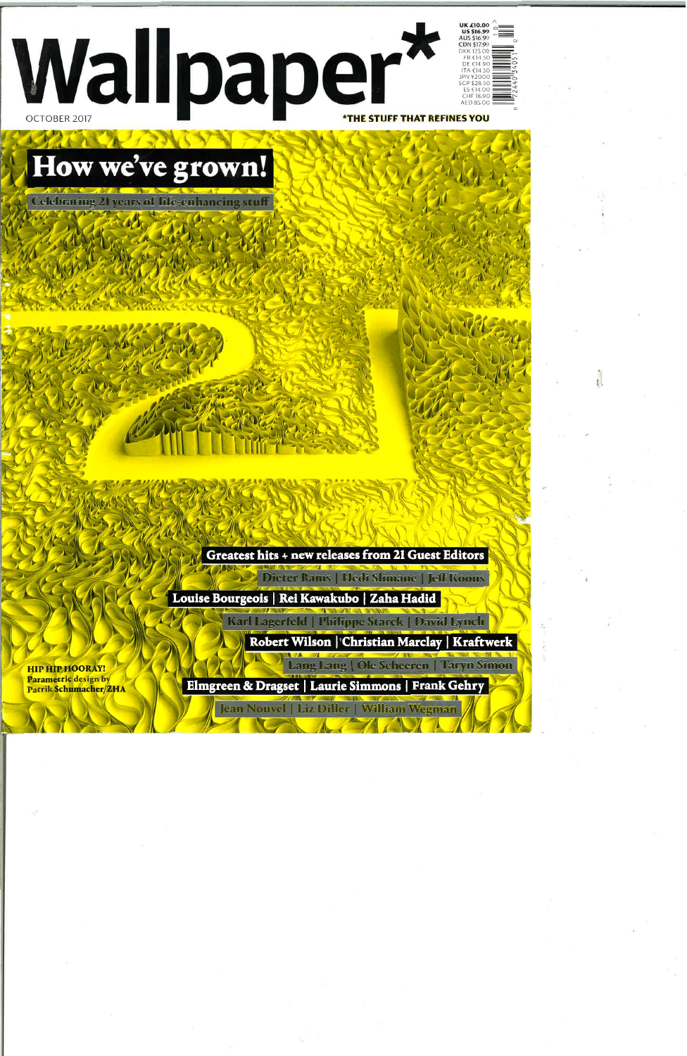# Wallpaper*

OCTOBER 2017

*THE STUFF THAT REFINES YOU

UK £10.00
US $16.99
AUS $16.99
CDN $17.99
DKK 125.00
FR €14.50
DE €14.90
ITA €14.50
JPN ¥2000
SGP $28.50
ES €14.00
CHF 18.90
AED 85.00

## How we've grown!

Celebrating 21 years of life-enhancing stuff

**Greatest hits + new releases from 21 Guest Editors**

Dieter Rams | Hedi Slimane | Jeff Koons

Louise Bourgeois | Rei Kawakubo | Zaha Hadid

Karl Lagerfeld | Philippe Starck | David Lynch

Robert Wilson | Christian Marclay | Kraftwerk

Lang Lang | Ole Scheeren | Taryn Simon

Elmgreen & Dragset | Laurie Simmons | Frank Gehry

Jean Nouvel | Liz Diller | William Wegman

**HIP HIP HOORAY!**
Parametric design by Patrik Schumacher/ZHA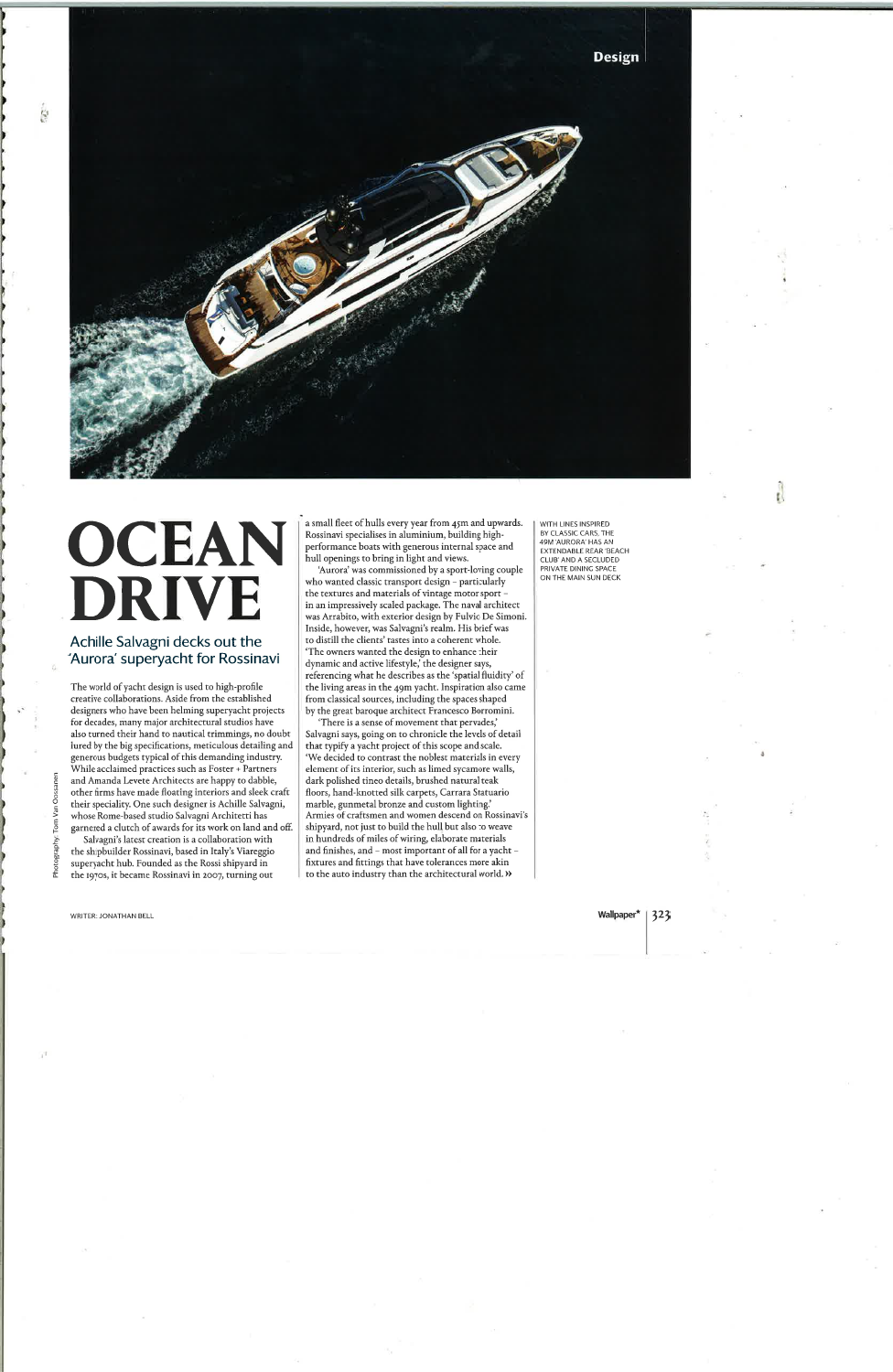# OCEAN DRIVE

## Achille Salvagni decks out the 'Aurora' superyacht for Rossinavi

The world of yacht design is used to high-profile creative collaborations. Aside from the established designers who have been helming superyacht projects for decades, many major architectural studios have also turned their hand to nautical trimmings, no doubt lured by the big specifications, meticulous detailing and generous budgets typical of this demanding industry. While acclaimed practices such as Foster + Partners and Amanda Levete Architects are happy to dabble, other firms have made floating interiors and sleek craft their speciality. One such designer is Achille Salvagni, whose Rome-based studio Salvagni Architetti has garnered a clutch of awards for its work on land and off.

Salvagni's latest creation is a collaboration with the shipbuilder Rossinavi, based in Italy's Viareggio superyacht hub. Founded as the Rossi shipyard in the 1970s, it became Rossinavi in 2007, turning out a small fleet of hulls every year from 45m and upwards. Rossinavi specialises in aluminium, building high-performance boats with generous internal space and hull openings to bring in light and views.

'Aurora' was commissioned by a sport-loving couple who wanted classic transport design – particularly the textures and materials of vintage motor sport – in an impressively scaled package. The naval architect was Arrabito, with exterior design by Fulvio De Simoni. Inside, however, was Salvagni's realm. His brief was to distill the clients' tastes into a coherent whole. 'The owners wanted the design to enhance their dynamic and active lifestyle,' the designer says, referencing what he describes as the 'spatial fluidity' of the living areas in the 49m yacht. Inspiration also came from classical sources, including the spaces shaped by the great baroque architect Francesco Borromini.

'There is a sense of movement that pervades,' Salvagni says, going on to chronicle the levels of detail that typify a yacht project of this scope and scale. 'We decided to contrast the noblest materials in every element of its interior, such as limed sycamore walls, dark polished tineo details, brushed natural teak floors, hand-knotted silk carpets, Carrara Statuario marble, gunmetal bronze and custom lighting.' Armies of craftsmen and women descend on Rossinavi's shipyard, not just to build the hull but also to weave in hundreds of miles of wiring, elaborate materials and finishes, and – most important of all for a yacht – fixtures and fittings that have tolerances more akin to the auto industry than the architectural world. »

WITH LINES INSPIRED BY CLASSIC CARS, THE 49M 'AURORA' HAS AN EXTENDABLE REAR 'BEACH CLUB' AND A SECLUDED PRIVATE DINING SPACE ON THE MAIN SUN DECK

Photography: Tom Van Oossanen

WRITER: JONATHAN BELL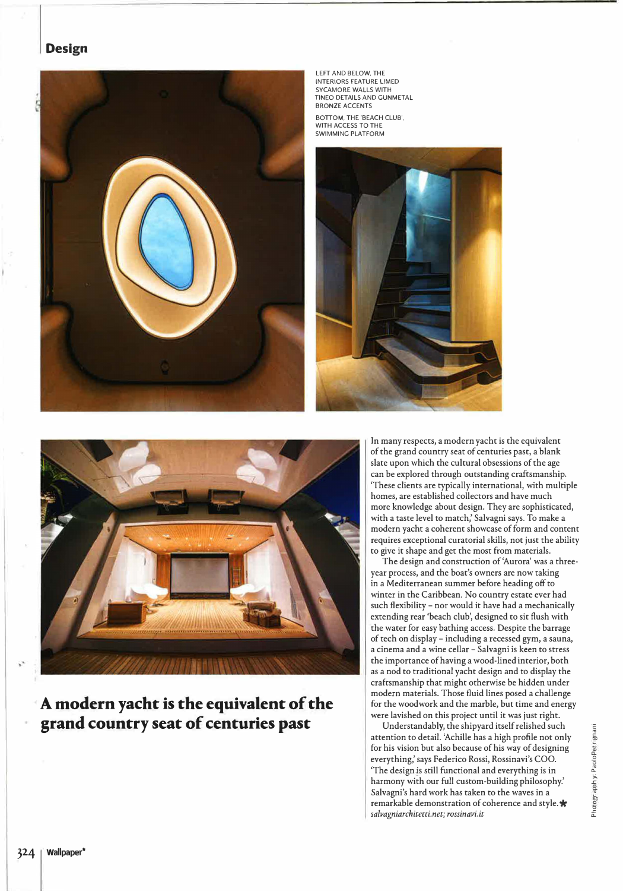LEFT AND BELOW, THE INTERIORS FEATURE LIMED SYCAMORE WALLS WITH TINEO DETAILS AND GUNMETAL BRONZE ACCENTS

BOTTOM, THE 'BEACH CLUB', WITH ACCESS TO THE SWIMMING PLATFORM

**A modern yacht is the equivalent of the grand country seat of centuries past**

In many respects, a modern yacht is the equivalent of the grand country seat of centuries past, a blank slate upon which the cultural obsessions of the age can be explored through outstanding craftsmanship. 'These clients are typically international, with multiple homes, are established collectors and have much more knowledge about design. They are sophisticated, with a taste level to match,' Salvagni says. To make a modern yacht a coherent showcase of form and content requires exceptional curatorial skills, not just the ability to give it shape and get the most from materials.

The design and construction of 'Aurora' was a three-year process, and the boat's owners are now taking in a Mediterranean summer before heading off to winter in the Caribbean. No country estate ever had such flexibility – nor would it have had a mechanically extending rear 'beach club', designed to sit flush with the water for easy bathing access. Despite the barrage of tech on display – including a recessed gym, a sauna, a cinema and a wine cellar – Salvagni is keen to stress the importance of having a wood-lined interior, both as a nod to traditional yacht design and to display the craftsmanship that might otherwise be hidden under modern materials. Those fluid lines posed a challenge for the woodwork and the marble, but time and energy were lavished on this project until it was just right.

Understandably, the shipyard itself relished such attention to detail. 'Achille has a high profile not only for his vision but also because of his way of designing everything,' says Federico Rossi, Rossinavi's COO. 'The design is still functional and everything is in harmony with our full custom-building philosophy.' Salvagni's hard work has taken to the waves in a remarkable demonstration of coherence and style. ★
*salvagniarchitetti.net; rossinavi.it*

Photography: Paolo Petrignani